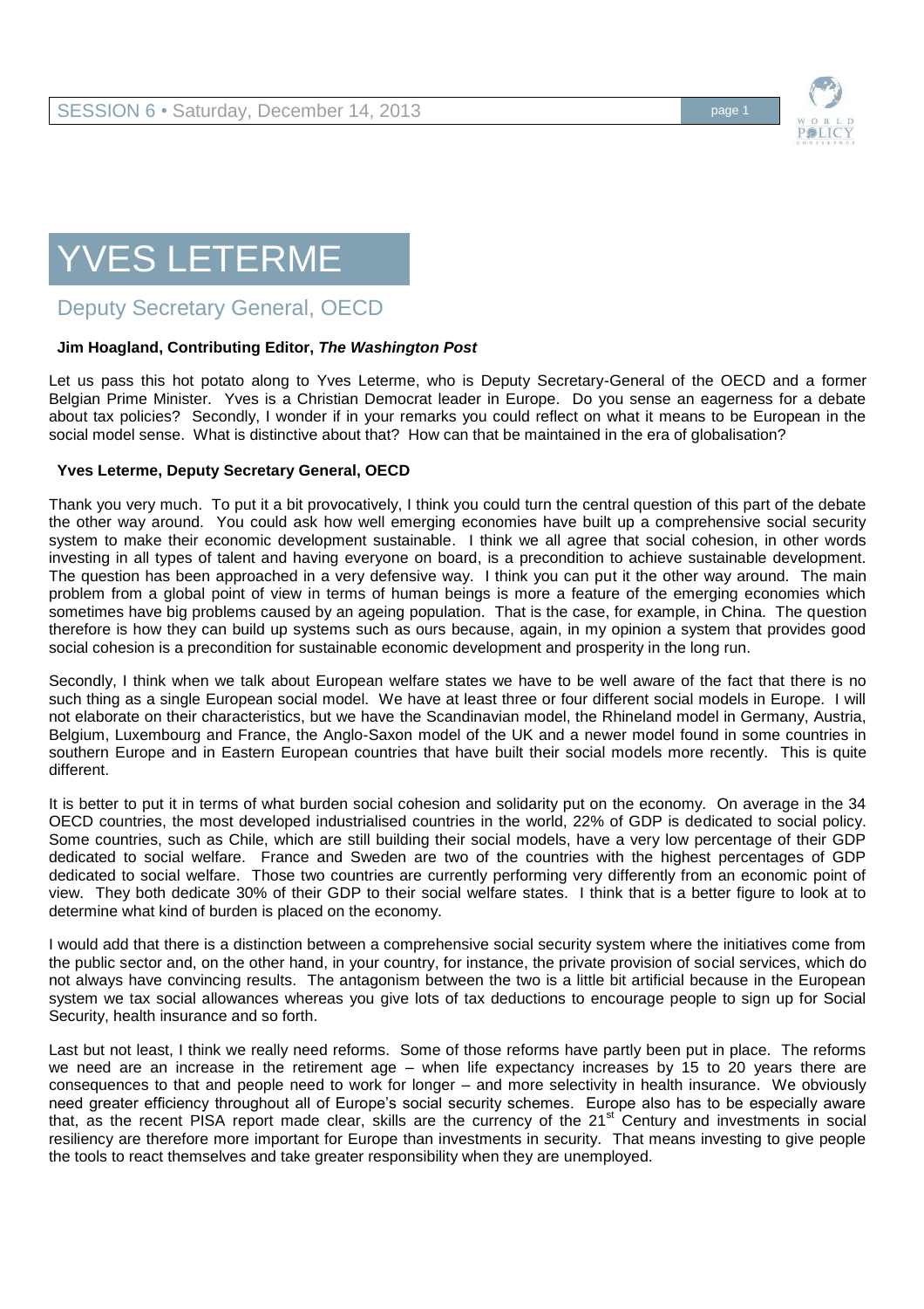# YVES LETERME

## Deputy Secretary General, OECD

**Jim Hoagland, Contributing Editor, *The Washington Post***

Let us pass this hot potato along to Yves Leterme, who is Deputy Secretary-General of the OECD and a former Belgian Prime Minister. Yves is a Christian Democrat leader in Europe. Do you sense an eagerness for a debate about tax policies? Secondly, I wonder if in your remarks you could reflect on what it means to be European in the social model sense. What is distinctive about that? How can that be maintained in the era of globalisation?

**Yves Leterme, Deputy Secretary General, OECD**

Thank you very much. To put it a bit provocatively, I think you could turn the central question of this part of the debate the other way around. You could ask how well emerging economies have built up a comprehensive social security system to make their economic development sustainable. I think we all agree that social cohesion, in other words investing in all types of talent and having everyone on board, is a precondition to achieve sustainable development. The question has been approached in a very defensive way. I think you can put it the other way around. The main problem from a global point of view in terms of human beings is more a feature of the emerging economies which sometimes have big problems caused by an ageing population. That is the case, for example, in China. The question therefore is how they can build up systems such as ours because, again, in my opinion a system that provides good social cohesion is a precondition for sustainable economic development and prosperity in the long run.

Secondly, I think when we talk about European welfare states we have to be well aware of the fact that there is no such thing as a single European social model. We have at least three or four different social models in Europe. I will not elaborate on their characteristics, but we have the Scandinavian model, the Rhineland model in Germany, Austria, Belgium, Luxembourg and France, the Anglo-Saxon model of the UK and a newer model found in some countries in southern Europe and in Eastern European countries that have built their social models more recently. This is quite different.

It is better to put it in terms of what burden social cohesion and solidarity put on the economy. On average in the 34 OECD countries, the most developed industrialised countries in the world, 22% of GDP is dedicated to social policy. Some countries, such as Chile, which are still building their social models, have a very low percentage of their GDP dedicated to social welfare. France and Sweden are two of the countries with the highest percentages of GDP dedicated to social welfare. Those two countries are currently performing very differently from an economic point of view. They both dedicate 30% of their GDP to their social welfare states. I think that is a better figure to look at to determine what kind of burden is placed on the economy.

I would add that there is a distinction between a comprehensive social security system where the initiatives come from the public sector and, on the other hand, in your country, for instance, the private provision of social services, which do not always have convincing results. The antagonism between the two is a little bit artificial because in the European system we tax social allowances whereas you give lots of tax deductions to encourage people to sign up for Social Security, health insurance and so forth.

Last but not least, I think we really need reforms. Some of those reforms have partly been put in place. The reforms we need are an increase in the retirement age – when life expectancy increases by 15 to 20 years there are consequences to that and people need to work for longer – and more selectivity in health insurance. We obviously need greater efficiency throughout all of Europe's social security schemes. Europe also has to be especially aware that, as the recent PISA report made clear, skills are the currency of the 21st Century and investments in social resiliency are therefore more important for Europe than investments in security. That means investing to give people the tools to react themselves and take greater responsibility when they are unemployed.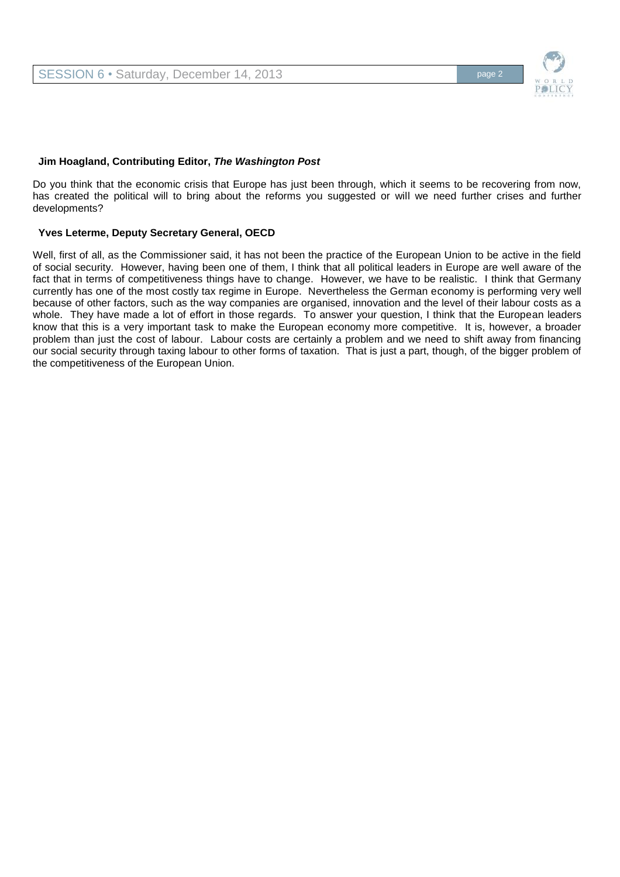**Jim Hoagland, Contributing Editor, *The Washington Post***

Do you think that the economic crisis that Europe has just been through, which it seems to be recovering from now, has created the political will to bring about the reforms you suggested or will we need further crises and further developments?

**Yves Leterme, Deputy Secretary General, OECD**

Well, first of all, as the Commissioner said, it has not been the practice of the European Union to be active in the field of social security. However, having been one of them, I think that all political leaders in Europe are well aware of the fact that in terms of competitiveness things have to change. However, we have to be realistic. I think that Germany currently has one of the most costly tax regime in Europe. Nevertheless the German economy is performing very well because of other factors, such as the way companies are organised, innovation and the level of their labour costs as a whole. They have made a lot of effort in those regards. To answer your question, I think that the European leaders know that this is a very important task to make the European economy more competitive. It is, however, a broader problem than just the cost of labour. Labour costs are certainly a problem and we need to shift away from financing our social security through taxing labour to other forms of taxation. That is just a part, though, of the bigger problem of the competitiveness of the European Union.